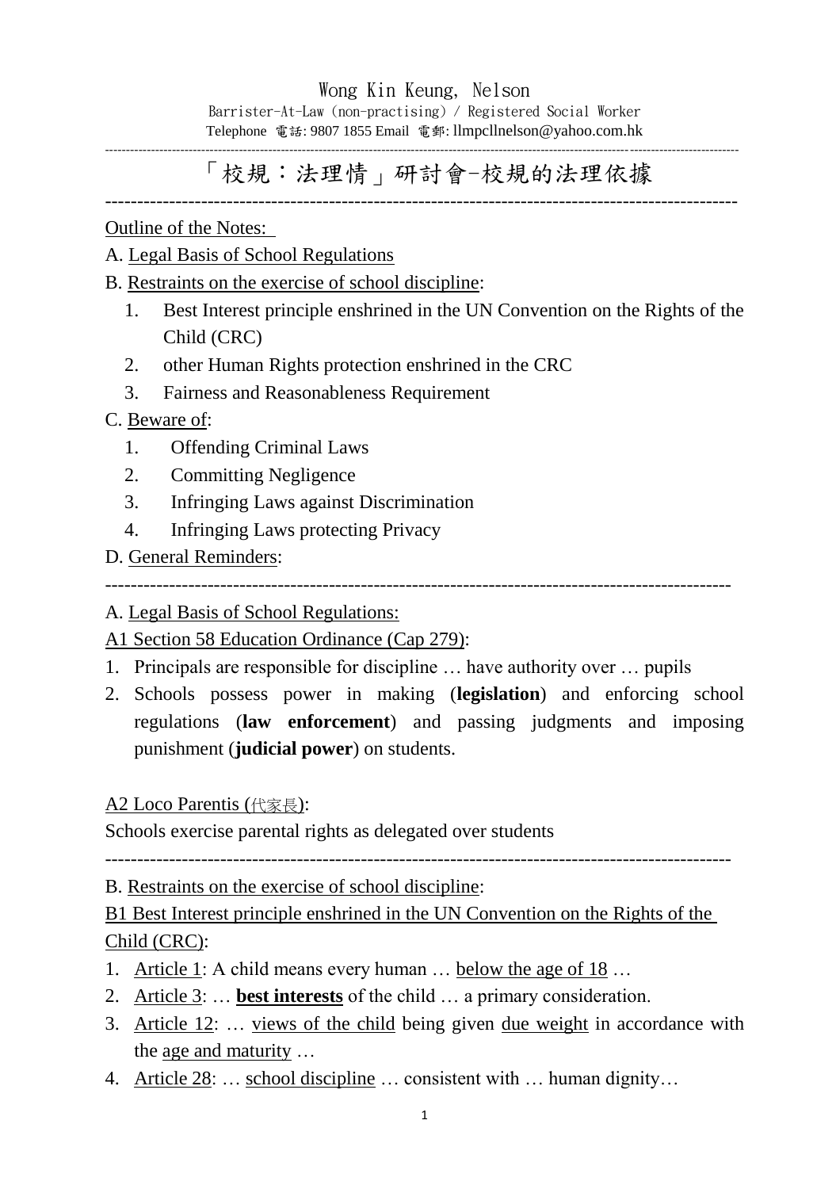Wong Kin Keung, Nelson

Barrister-At-Law (non-practising) / Registered Social Worker

Telephone 電話: 9807 1855 Email 電郵: llmpcllnelson@yahoo.com.hk

---

# 「校規：法理情」研討會-校規的法理依據

---

Outline of the Notes:

A. Legal Basis of School Regulations

B. Restraints on the exercise of school discipline:

1. Best Interest principle enshrined in the UN Convention on the Rights of the Child (CRC)
2. other Human Rights protection enshrined in the CRC
3. Fairness and Reasonableness Requirement

C. Beware of:

1. Offending Criminal Laws
2. Committing Negligence
3. Infringing Laws against Discrimination
4. Infringing Laws protecting Privacy

D. General Reminders:

---

A. Legal Basis of School Regulations:

A1 Section 58 Education Ordinance (Cap 279):

1. Principals are responsible for discipline … have authority over … pupils
2. Schools possess power in making (**legislation**) and enforcing school regulations (**law enforcement**) and passing judgments and imposing punishment (**judicial power**) on students.

A2 Loco Parentis (代家長):

Schools exercise parental rights as delegated over students

---

B. Restraints on the exercise of school discipline:

B1 Best Interest principle enshrined in the UN Convention on the Rights of the Child (CRC):

1. Article 1: A child means every human … below the age of 18 …
2. Article 3: … **best interests** of the child … a primary consideration.
3. Article 12: … views of the child being given due weight in accordance with the age and maturity …
4. Article 28: … school discipline … consistent with … human dignity…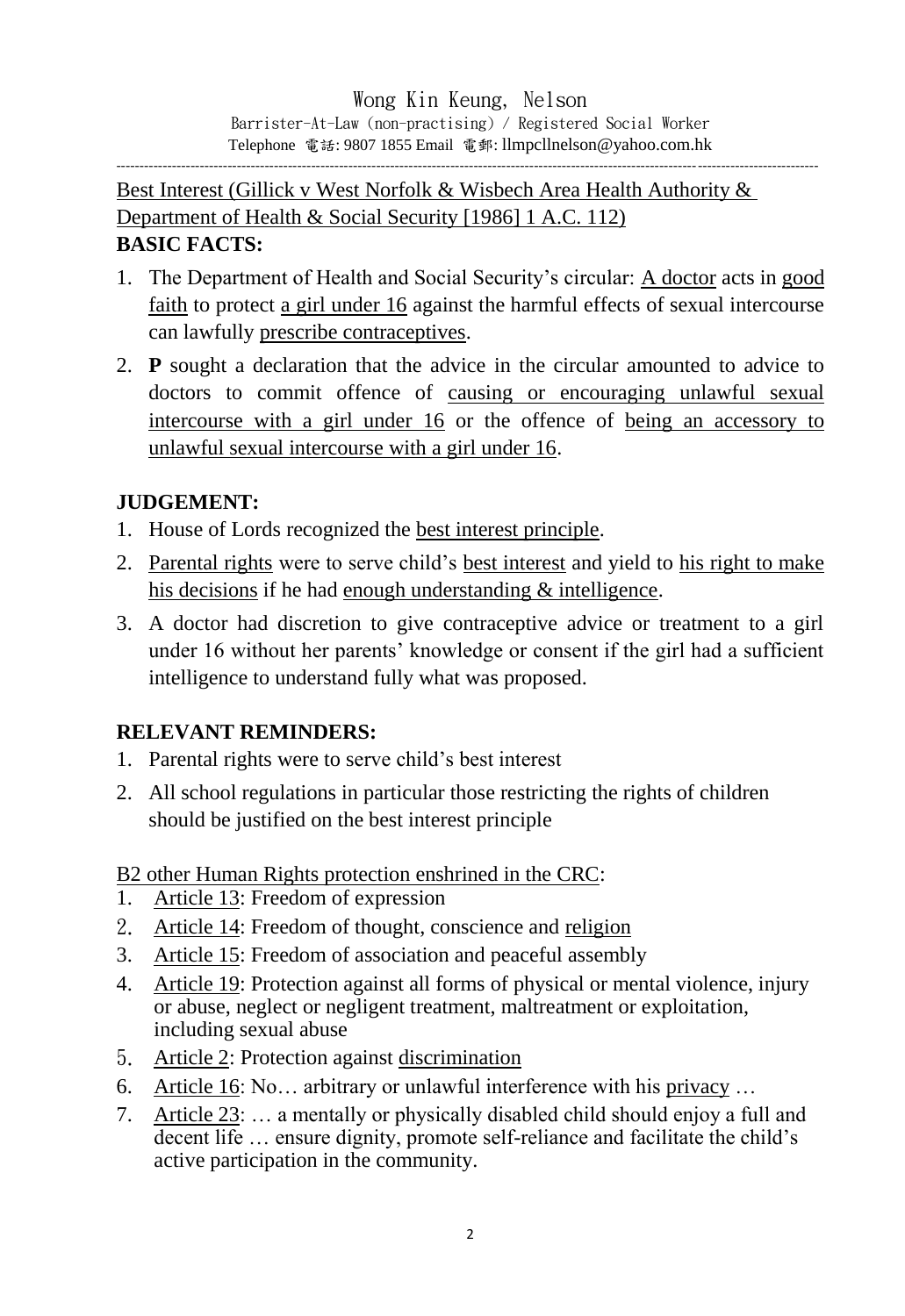Wong Kin Keung, Nelson
Barrister-At-Law (non-practising) / Registered Social Worker
Telephone 電話: 9807 1855 Email 電郵: llmpcllnelson@yahoo.com.hk

---

Best Interest (Gillick v West Norfolk & Wisbech Area Health Authority & Department of Health & Social Security [1986] 1 A.C. 112)

**BASIC FACTS:**

1. The Department of Health and Social Security's circular: A doctor acts in good faith to protect a girl under 16 against the harmful effects of sexual intercourse can lawfully prescribe contraceptives.
2. **P** sought a declaration that the advice in the circular amounted to advice to doctors to commit offence of causing or encouraging unlawful sexual intercourse with a girl under 16 or the offence of being an accessory to unlawful sexual intercourse with a girl under 16.

**JUDGEMENT:**

1. House of Lords recognized the best interest principle.
2. Parental rights were to serve child's best interest and yield to his right to make his decisions if he had enough understanding & intelligence.
3. A doctor had discretion to give contraceptive advice or treatment to a girl under 16 without her parents' knowledge or consent if the girl had a sufficient intelligence to understand fully what was proposed.

**RELEVANT REMINDERS:**

1. Parental rights were to serve child's best interest
2. All school regulations in particular those restricting the rights of children should be justified on the best interest principle

B2 other Human Rights protection enshrined in the CRC:

1. Article 13: Freedom of expression
2. Article 14: Freedom of thought, conscience and religion
3. Article 15: Freedom of association and peaceful assembly
4. Article 19: Protection against all forms of physical or mental violence, injury or abuse, neglect or negligent treatment, maltreatment or exploitation, including sexual abuse
5. Article 2: Protection against discrimination
6. Article 16: No… arbitrary or unlawful interference with his privacy …
7. Article 23: … a mentally or physically disabled child should enjoy a full and decent life … ensure dignity, promote self-reliance and facilitate the child's active participation in the community.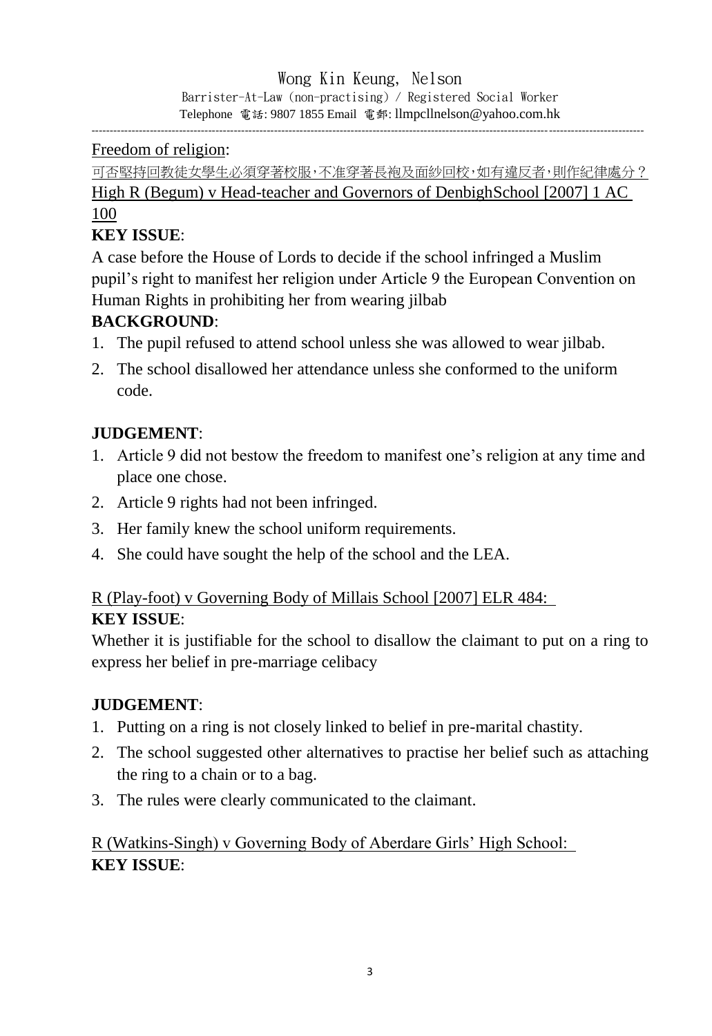Freedom of religion:

可否堅持回教徒女學生必須穿著校服,不准穿著長袍及面紗回校,如有違反者,則作紀律處分?

High R (Begum) v Head-teacher and Governors of DenbighSchool [2007] 1 AC 100

**KEY ISSUE**:

A case before the House of Lords to decide if the school infringed a Muslim pupil's right to manifest her religion under Article 9 the European Convention on Human Rights in prohibiting her from wearing jilbab

**BACKGROUND**:

1. The pupil refused to attend school unless she was allowed to wear jilbab.
2. The school disallowed her attendance unless she conformed to the uniform code.

**JUDGEMENT**:

1. Article 9 did not bestow the freedom to manifest one's religion at any time and place one chose.
2. Article 9 rights had not been infringed.
3. Her family knew the school uniform requirements.
4. She could have sought the help of the school and the LEA.

R (Play-foot) v Governing Body of Millais School [2007] ELR 484:

**KEY ISSUE**:

Whether it is justifiable for the school to disallow the claimant to put on a ring to express her belief in pre-marriage celibacy

**JUDGEMENT**:

1. Putting on a ring is not closely linked to belief in pre-marital chastity.
2. The school suggested other alternatives to practise her belief such as attaching the ring to a chain or to a bag.
3. The rules were clearly communicated to the claimant.

R (Watkins-Singh) v Governing Body of Aberdare Girls' High School:

**KEY ISSUE**: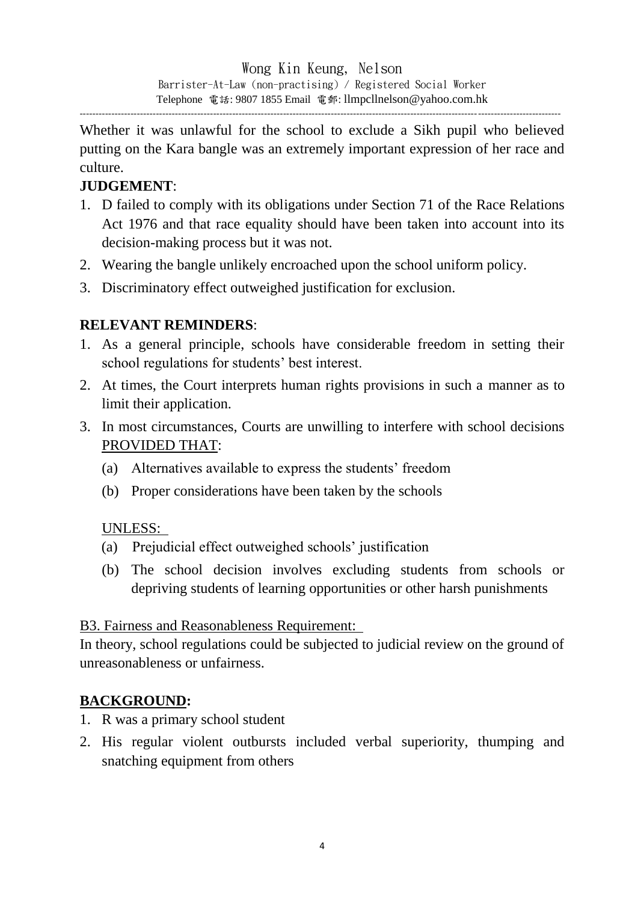Whether it was unlawful for the school to exclude a Sikh pupil who believed putting on the Kara bangle was an extremely important expression of her race and culture.

**JUDGEMENT**:

1. D failed to comply with its obligations under Section 71 of the Race Relations Act 1976 and that race equality should have been taken into account into its decision-making process but it was not.
2. Wearing the bangle unlikely encroached upon the school uniform policy.
3. Discriminatory effect outweighed justification for exclusion.

**RELEVANT REMINDERS**:

1. As a general principle, schools have considerable freedom in setting their school regulations for students' best interest.
2. At times, the Court interprets human rights provisions in such a manner as to limit their application.
3. In most circumstances, Courts are unwilling to interfere with school decisions <u>PROVIDED THAT</u>:
   (a) Alternatives available to express the students' freedom
   (b) Proper considerations have been taken by the schools

   <u>UNLESS:</u>
   (a) Prejudicial effect outweighed schools' justification
   (b) The school decision involves excluding students from schools or depriving students of learning opportunities or other harsh punishments

<u>B3. Fairness and Reasonableness Requirement:</u>

In theory, school regulations could be subjected to judicial review on the ground of unreasonableness or unfairness.

<u>**BACKGROUND:**</u>

1. R was a primary school student
2. His regular violent outbursts included verbal superiority, thumping and snatching equipment from others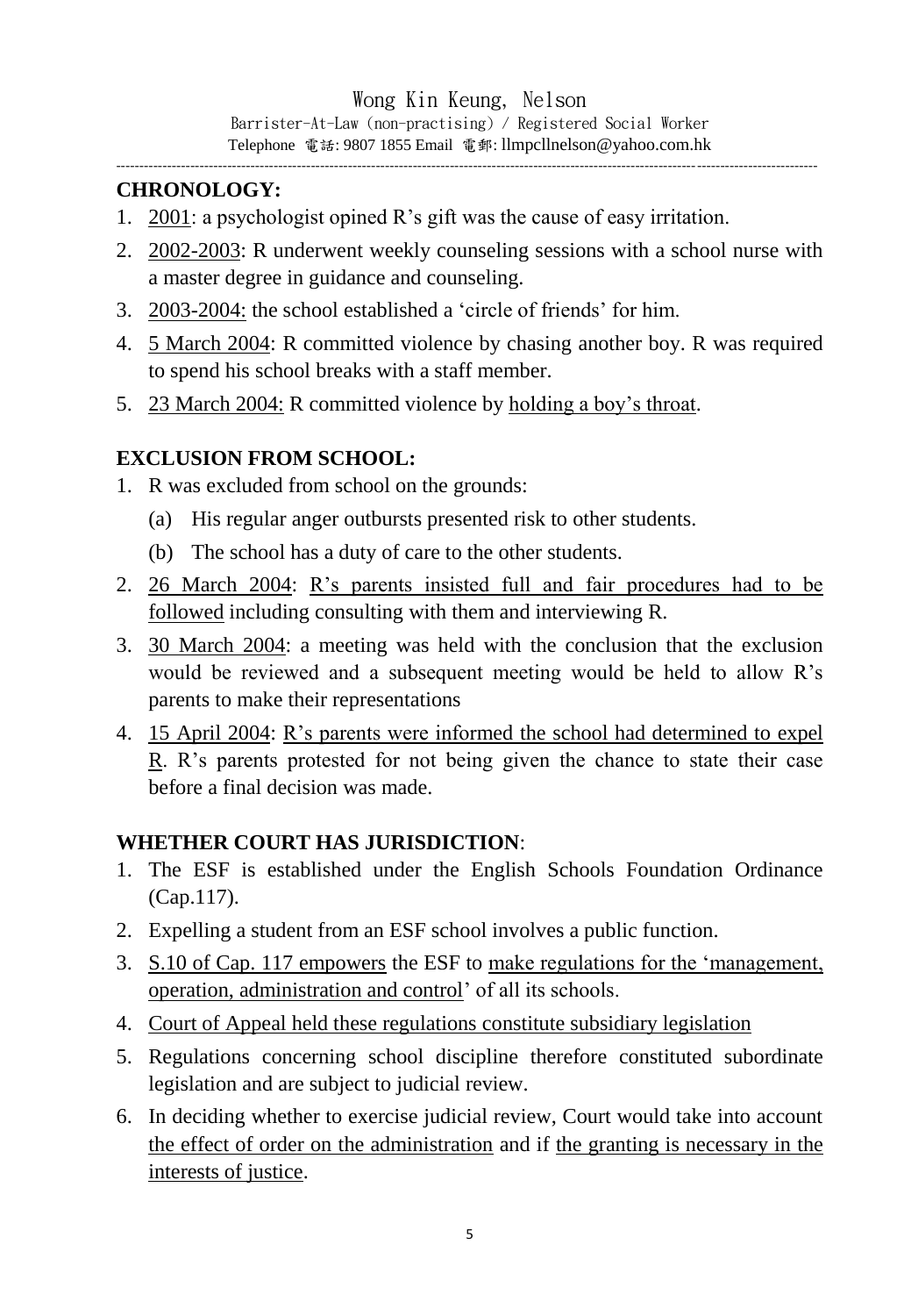## CHRONOLOGY:

1. 2001: a psychologist opined R's gift was the cause of easy irritation.
2. 2002-2003: R underwent weekly counseling sessions with a school nurse with a master degree in guidance and counseling.
3. 2003-2004: the school established a 'circle of friends' for him.
4. 5 March 2004: R committed violence by chasing another boy. R was required to spend his school breaks with a staff member.
5. 23 March 2004: R committed violence by holding a boy's throat.

## EXCLUSION FROM SCHOOL:

1. R was excluded from school on the grounds:
   (a) His regular anger outbursts presented risk to other students.
   (b) The school has a duty of care to the other students.
2. 26 March 2004: R's parents insisted full and fair procedures had to be followed including consulting with them and interviewing R.
3. 30 March 2004: a meeting was held with the conclusion that the exclusion would be reviewed and a subsequent meeting would be held to allow R's parents to make their representations
4. 15 April 2004: R's parents were informed the school had determined to expel R. R's parents protested for not being given the chance to state their case before a final decision was made.

## WHETHER COURT HAS JURISDICTION:

1. The ESF is established under the English Schools Foundation Ordinance (Cap.117).
2. Expelling a student from an ESF school involves a public function.
3. S.10 of Cap. 117 empowers the ESF to make regulations for the 'management, operation, administration and control' of all its schools.
4. Court of Appeal held these regulations constitute subsidiary legislation
5. Regulations concerning school discipline therefore constituted subordinate legislation and are subject to judicial review.
6. In deciding whether to exercise judicial review, Court would take into account the effect of order on the administration and if the granting is necessary in the interests of justice.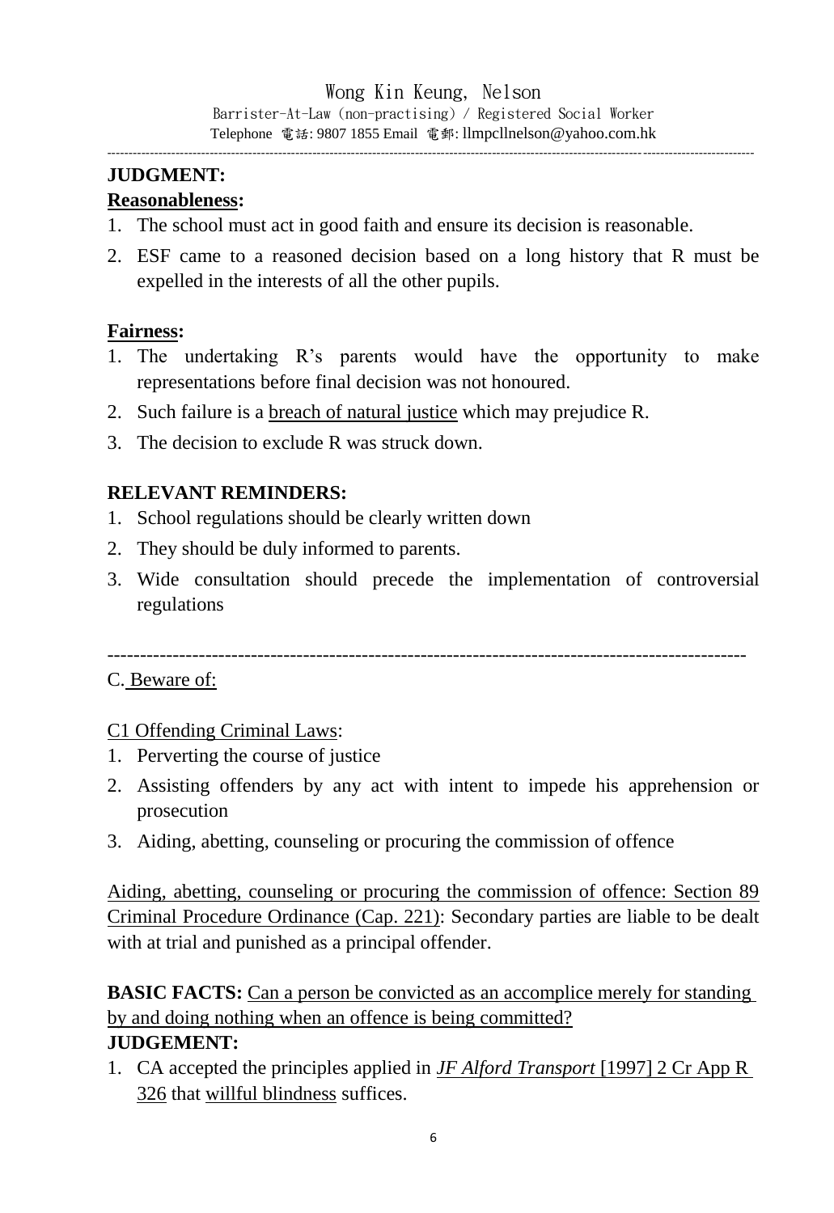**JUDGMENT:**

**Reasonableness:**

1. The school must act in good faith and ensure its decision is reasonable.
2. ESF came to a reasoned decision based on a long history that R must be expelled in the interests of all the other pupils.

**Fairness:**

1. The undertaking R's parents would have the opportunity to make representations before final decision was not honoured.
2. Such failure is a breach of natural justice which may prejudice R.
3. The decision to exclude R was struck down.

**RELEVANT REMINDERS:**

1. School regulations should be clearly written down
2. They should be duly informed to parents.
3. Wide consultation should precede the implementation of controversial regulations

---

C. Beware of:

C1 Offending Criminal Laws:

1. Perverting the course of justice
2. Assisting offenders by any act with intent to impede his apprehension or prosecution
3. Aiding, abetting, counseling or procuring the commission of offence

Aiding, abetting, counseling or procuring the commission of offence: Section 89 Criminal Procedure Ordinance (Cap. 221): Secondary parties are liable to be dealt with at trial and punished as a principal offender.

**BASIC FACTS:** Can a person be convicted as an accomplice merely for standing by and doing nothing when an offence is being committed?

**JUDGEMENT:**

1. CA accepted the principles applied in *JF Alford Transport* [1997] 2 Cr App R 326 that willful blindness suffices.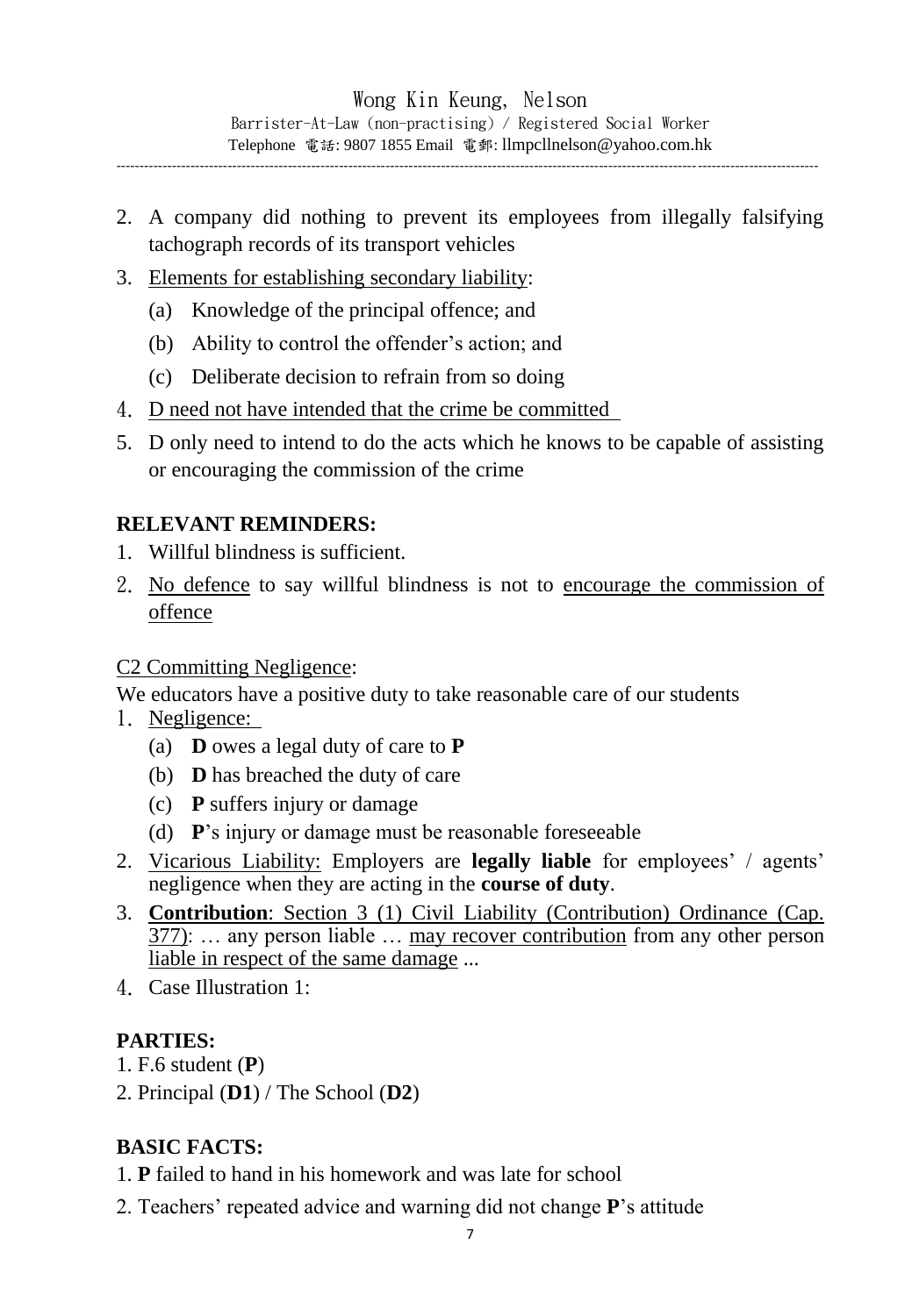2. A company did nothing to prevent its employees from illegally falsifying tachograph records of its transport vehicles
3. Elements for establishing secondary liability:
   (a) Knowledge of the principal offence; and
   (b) Ability to control the offender's action; and
   (c) Deliberate decision to refrain from so doing
4. D need not have intended that the crime be committed
5. D only need to intend to do the acts which he knows to be capable of assisting or encouraging the commission of the crime

**RELEVANT REMINDERS:**

1. Willful blindness is sufficient.
2. No defence to say willful blindness is not to encourage the commission of offence

C2 Committing Negligence:

We educators have a positive duty to take reasonable care of our students

1. Negligence:
   (a) **D** owes a legal duty of care to **P**
   (b) **D** has breached the duty of care
   (c) **P** suffers injury or damage
   (d) **P**'s injury or damage must be reasonable foreseeable
2. Vicarious Liability: Employers are **legally liable** for employees' / agents' negligence when they are acting in the **course of duty**.
3. **Contribution**: Section 3 (1) Civil Liability (Contribution) Ordinance (Cap. 377): … any person liable … may recover contribution from any other person liable in respect of the same damage ...
4. Case Illustration 1:

**PARTIES:**

1. F.6 student (**P**)
2. Principal (**D1**) / The School (**D2**)

**BASIC FACTS:**

1. **P** failed to hand in his homework and was late for school
2. Teachers' repeated advice and warning did not change **P**'s attitude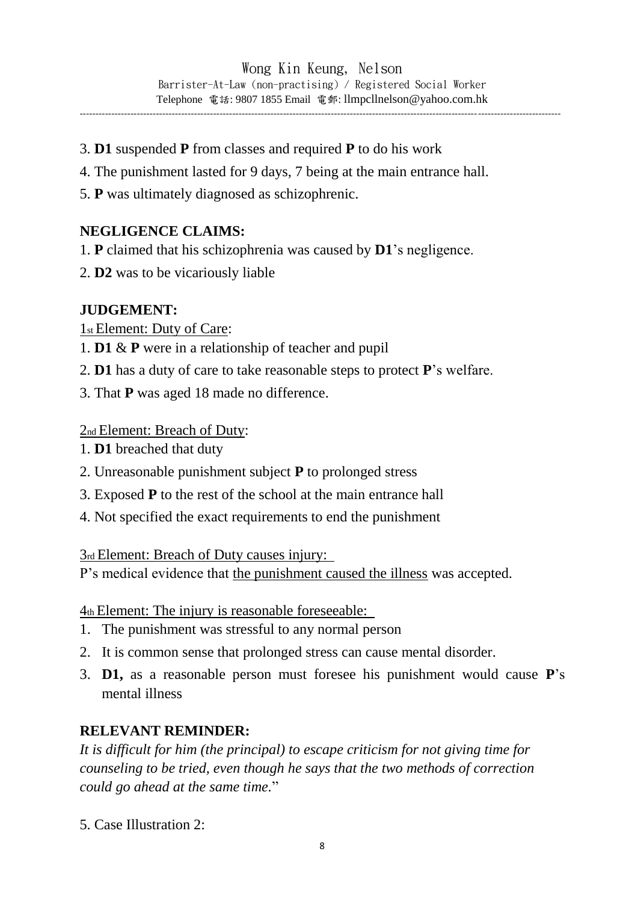3. **D1** suspended **P** from classes and required **P** to do his work

4. The punishment lasted for 9 days, 7 being at the main entrance hall.

5. **P** was ultimately diagnosed as schizophrenic.

**NEGLIGENCE CLAIMS:**

1. **P** claimed that his schizophrenia was caused by **D1**'s negligence.
2. **D2** was to be vicariously liable

**JUDGEMENT:**

1st Element: Duty of Care:

1. **D1** & **P** were in a relationship of teacher and pupil
2. **D1** has a duty of care to take reasonable steps to protect **P**'s welfare.
3. That **P** was aged 18 made no difference.

2nd Element: Breach of Duty:

1. **D1** breached that duty
2. Unreasonable punishment subject **P** to prolonged stress
3. Exposed **P** to the rest of the school at the main entrance hall
4. Not specified the exact requirements to end the punishment

3rd Element: Breach of Duty causes injury:

P's medical evidence that the punishment caused the illness was accepted.

4th Element: The injury is reasonable foreseeable:

1. The punishment was stressful to any normal person
2. It is common sense that prolonged stress can cause mental disorder.
3. **D1,** as a reasonable person must foresee his punishment would cause **P**'s mental illness

**RELEVANT REMINDER:**

*It is difficult for him (the principal) to escape criticism for not giving time for counseling to be tried, even though he says that the two methods of correction could go ahead at the same time.*"

5. Case Illustration 2: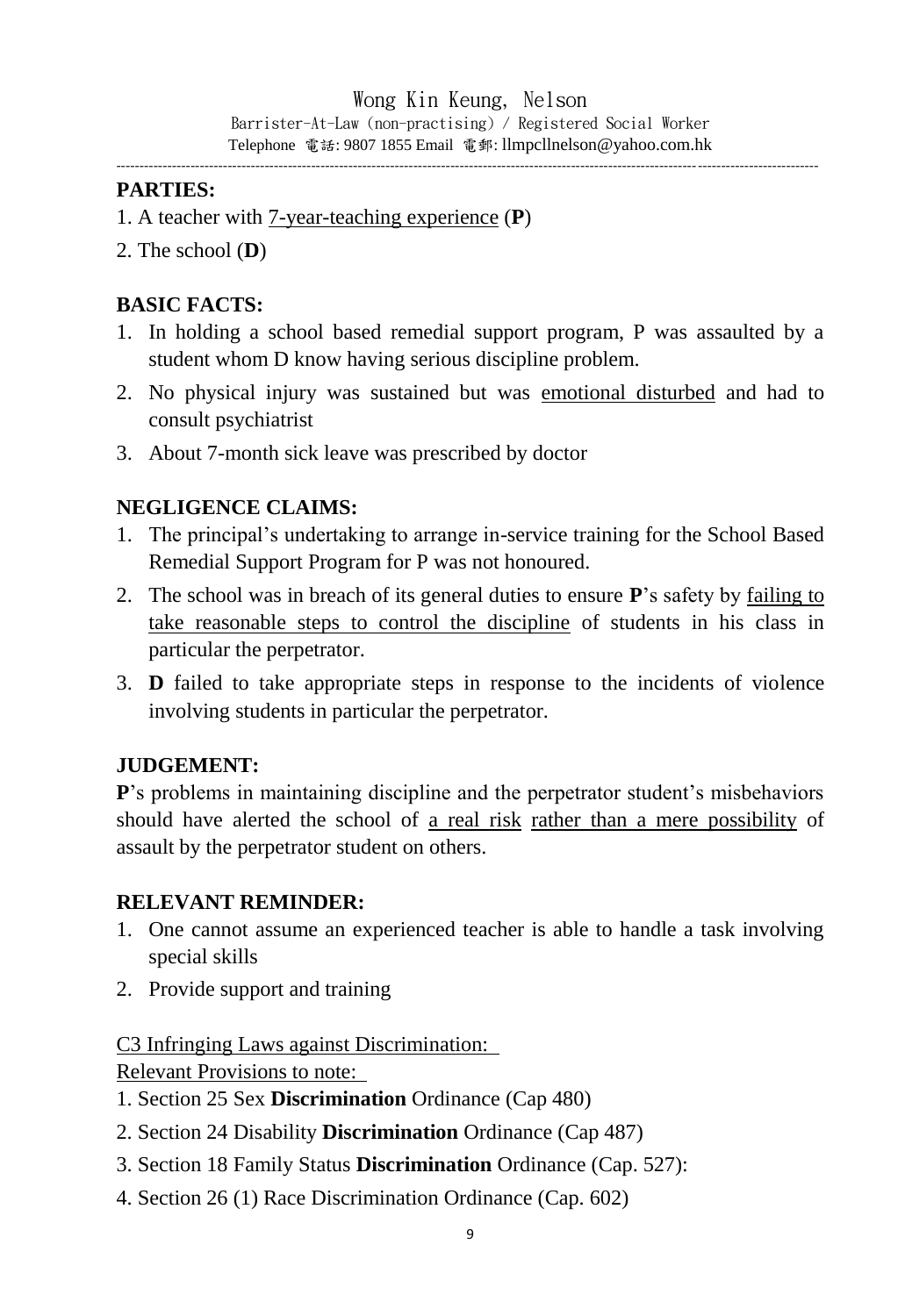**PARTIES:**

1. A teacher with 7-year-teaching experience (**P**)
2. The school (**D**)

**BASIC FACTS:**

1. In holding a school based remedial support program, P was assaulted by a student whom D know having serious discipline problem.
2. No physical injury was sustained but was emotional disturbed and had to consult psychiatrist
3. About 7-month sick leave was prescribed by doctor

**NEGLIGENCE CLAIMS:**

1. The principal's undertaking to arrange in-service training for the School Based Remedial Support Program for P was not honoured.
2. The school was in breach of its general duties to ensure **P**'s safety by failing to take reasonable steps to control the discipline of students in his class in particular the perpetrator.
3. **D** failed to take appropriate steps in response to the incidents of violence involving students in particular the perpetrator.

**JUDGEMENT:**

**P**'s problems in maintaining discipline and the perpetrator student's misbehaviors should have alerted the school of a real risk rather than a mere possibility of assault by the perpetrator student on others.

**RELEVANT REMINDER:**

1. One cannot assume an experienced teacher is able to handle a task involving special skills
2. Provide support and training

C3 Infringing Laws against Discrimination:

Relevant Provisions to note:

1. Section 25 Sex **Discrimination** Ordinance (Cap 480)
2. Section 24 Disability **Discrimination** Ordinance (Cap 487)
3. Section 18 Family Status **Discrimination** Ordinance (Cap. 527):
4. Section 26 (1) Race Discrimination Ordinance (Cap. 602)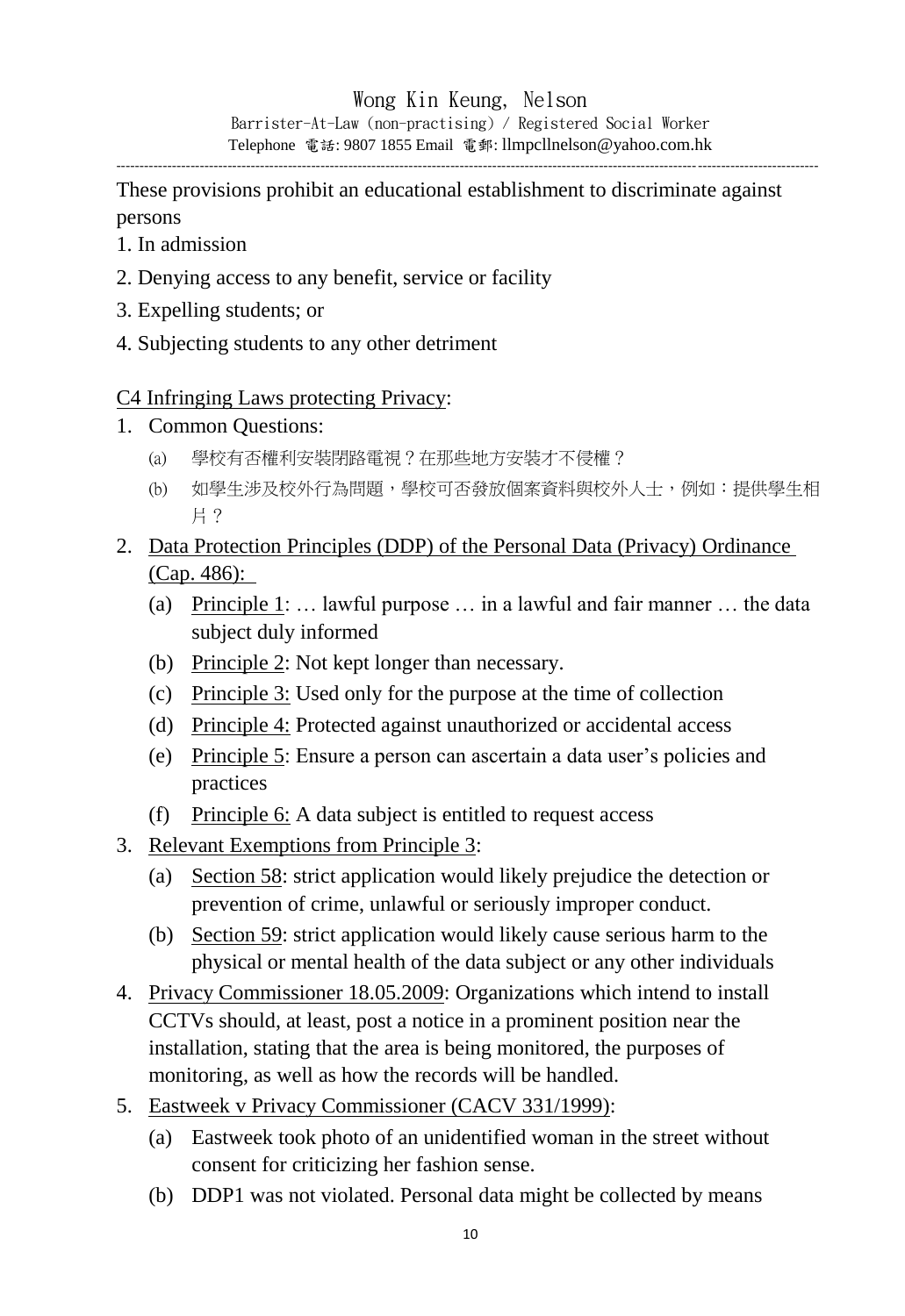These provisions prohibit an educational establishment to discriminate against persons

1. In admission
2. Denying access to any benefit, service or facility
3. Expelling students; or
4. Subjecting students to any other detriment

<u>C4 Infringing Laws protecting Privacy</u>:

1. Common Questions:
   (a) 學校有否權利安裝閉路電視？在那些地方安裝才不侵權？
   (b) 如學生涉及校外行為問題，學校可否發放個案資料與校外人士，例如：提供學生相片？
2. <u>Data Protection Principles (DDP) of the Personal Data (Privacy) Ordinance (Cap. 486):</u>
   (a) <u>Principle 1</u>: … lawful purpose … in a lawful and fair manner … the data subject duly informed
   (b) <u>Principle 2</u>: Not kept longer than necessary.
   (c) <u>Principle 3:</u> Used only for the purpose at the time of collection
   (d) <u>Principle 4:</u> Protected against unauthorized or accidental access
   (e) <u>Principle 5</u>: Ensure a person can ascertain a data user's policies and practices
   (f) <u>Principle 6:</u> A data subject is entitled to request access
3. <u>Relevant Exemptions from Principle 3</u>:
   (a) <u>Section 58</u>: strict application would likely prejudice the detection or prevention of crime, unlawful or seriously improper conduct.
   (b) <u>Section 59</u>: strict application would likely cause serious harm to the physical or mental health of the data subject or any other individuals
4. <u>Privacy Commissioner 18.05.2009</u>: Organizations which intend to install CCTVs should, at least, post a notice in a prominent position near the installation, stating that the area is being monitored, the purposes of monitoring, as well as how the records will be handled.
5. <u>Eastweek v Privacy Commissioner (CACV 331/1999)</u>:
   (a) Eastweek took photo of an unidentified woman in the street without consent for criticizing her fashion sense.
   (b) DDP1 was not violated. Personal data might be collected by means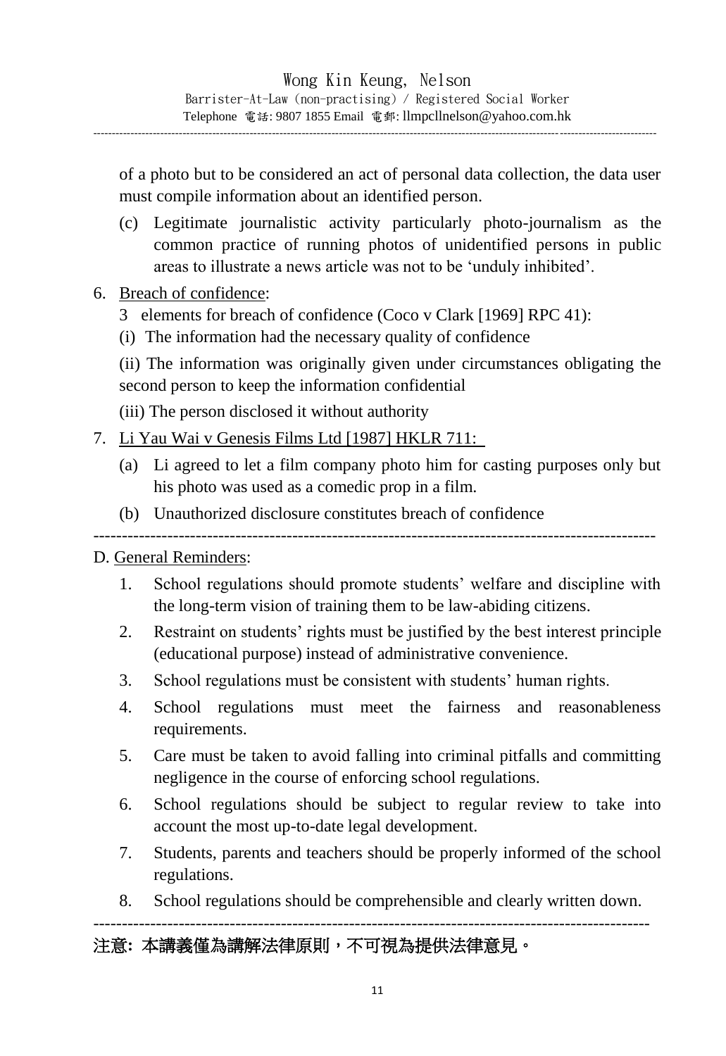of a photo but to be considered an act of personal data collection, the data user must compile information about an identified person.

(c) Legitimate journalistic activity particularly photo-journalism as the common practice of running photos of unidentified persons in public areas to illustrate a news article was not to be 'unduly inhibited'.

6. Breach of confidence:

   3 elements for breach of confidence (Coco v Clark [1969] RPC 41):

   (i) The information had the necessary quality of confidence

   (ii) The information was originally given under circumstances obligating the second person to keep the information confidential

   (iii) The person disclosed it without authority

7. Li Yau Wai v Genesis Films Ltd [1987] HKLR 711:

   (a) Li agreed to let a film company photo him for casting purposes only but his photo was used as a comedic prop in a film.

   (b) Unauthorized disclosure constitutes breach of confidence

---

D. General Reminders:

1. School regulations should promote students' welfare and discipline with the long-term vision of training them to be law-abiding citizens.
2. Restraint on students' rights must be justified by the best interest principle (educational purpose) instead of administrative convenience.
3. School regulations must be consistent with students' human rights.
4. School regulations must meet the fairness and reasonableness requirements.
5. Care must be taken to avoid falling into criminal pitfalls and committing negligence in the course of enforcing school regulations.
6. School regulations should be subject to regular review to take into account the most up-to-date legal development.
7. Students, parents and teachers should be properly informed of the school regulations.
8. School regulations should be comprehensible and clearly written down.

---

**注意: 本講義僅為講解法律原則，不可視為提供法律意見。**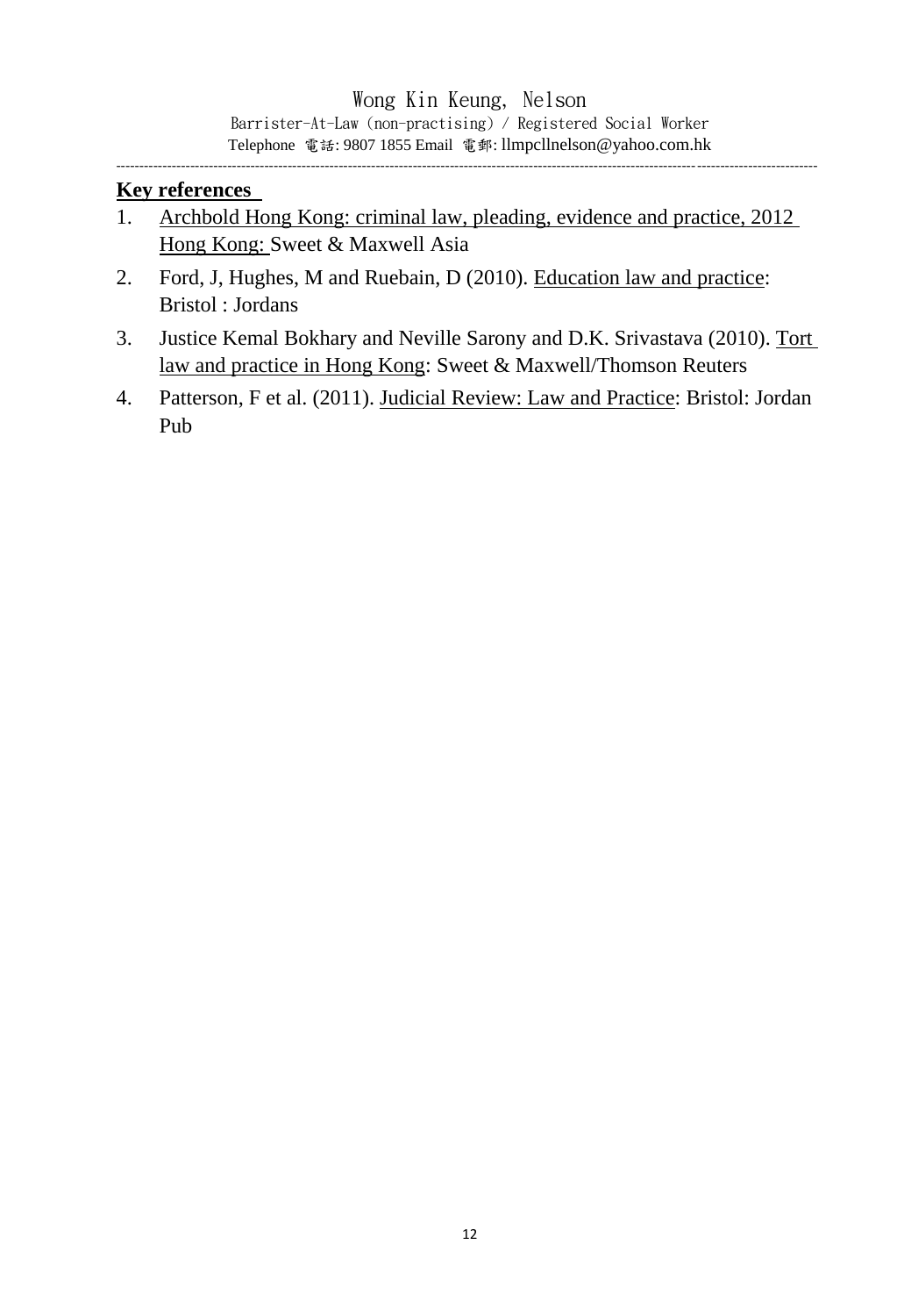## Key references

1. Archbold Hong Kong: criminal law, pleading, evidence and practice, 2012 Hong Kong: Sweet & Maxwell Asia
2. Ford, J, Hughes, M and Ruebain, D (2010). Education law and practice: Bristol : Jordans
3. Justice Kemal Bokhary and Neville Sarony and D.K. Srivastava (2010). Tort law and practice in Hong Kong: Sweet & Maxwell/Thomson Reuters
4. Patterson, F et al. (2011). Judicial Review: Law and Practice: Bristol: Jordan Pub